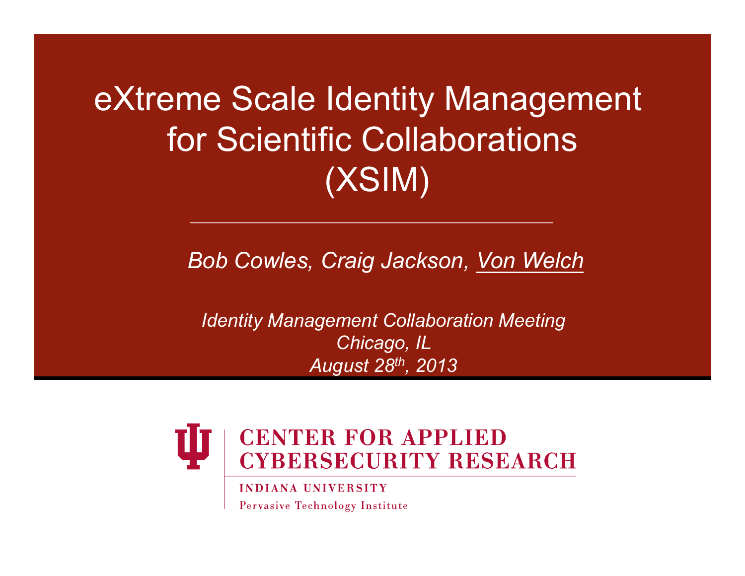# eXtreme Scale Identity Management for Scientific Collaborations (XSIM)

*Bob Cowles, Craig Jackson, Von Welch*

*Identity Management Collaboration Meeting*
*Chicago, IL*
*August 28th, 2013*

**CENTER FOR APPLIED CYBERSECURITY RESEARCH**

**INDIANA UNIVERSITY**

Pervasive Technology Institute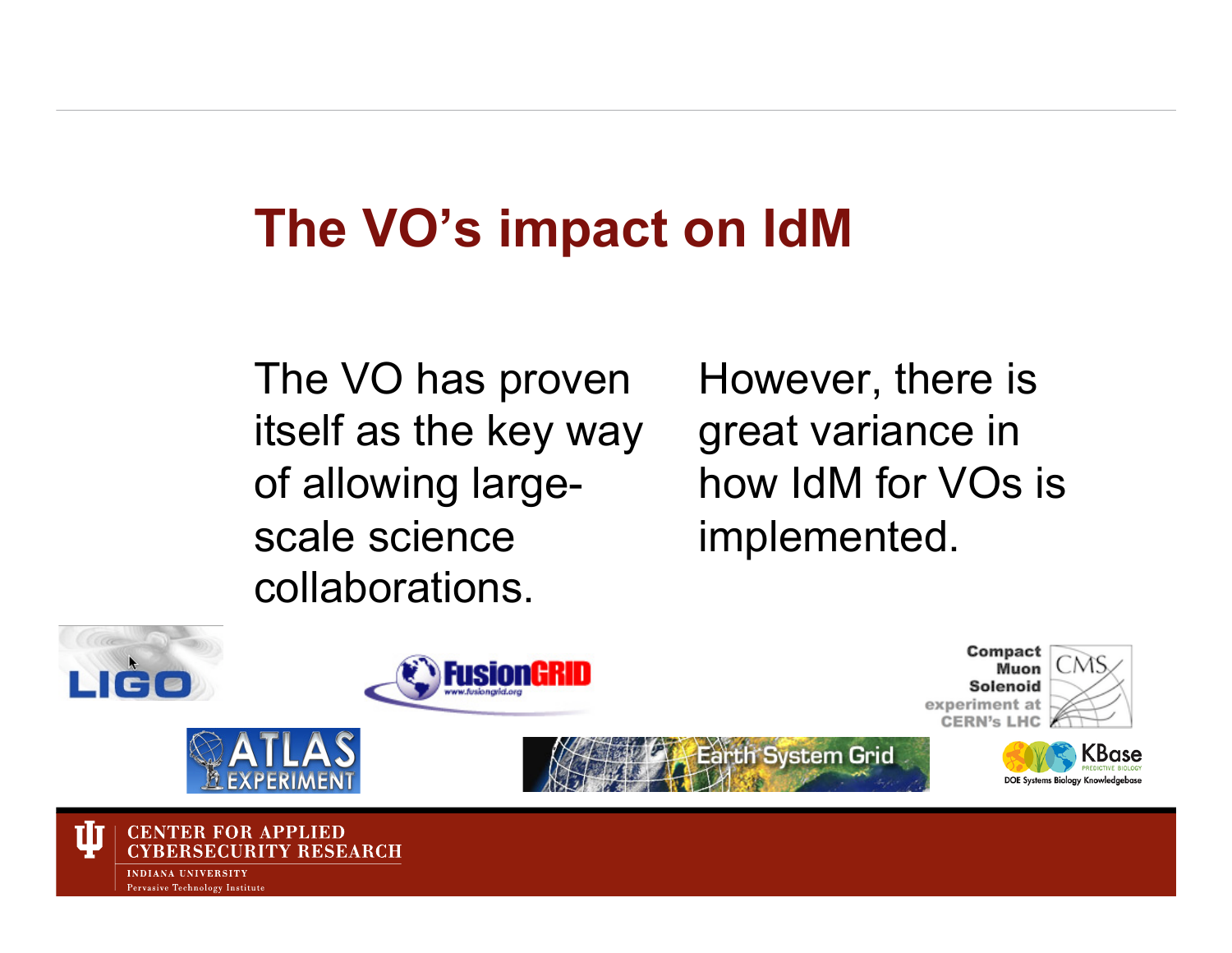# The VO's impact on IdM

The VO has proven itself as the key way of allowing large-scale science collaborations.

However, there is great variance in how IdM for VOs is implemented.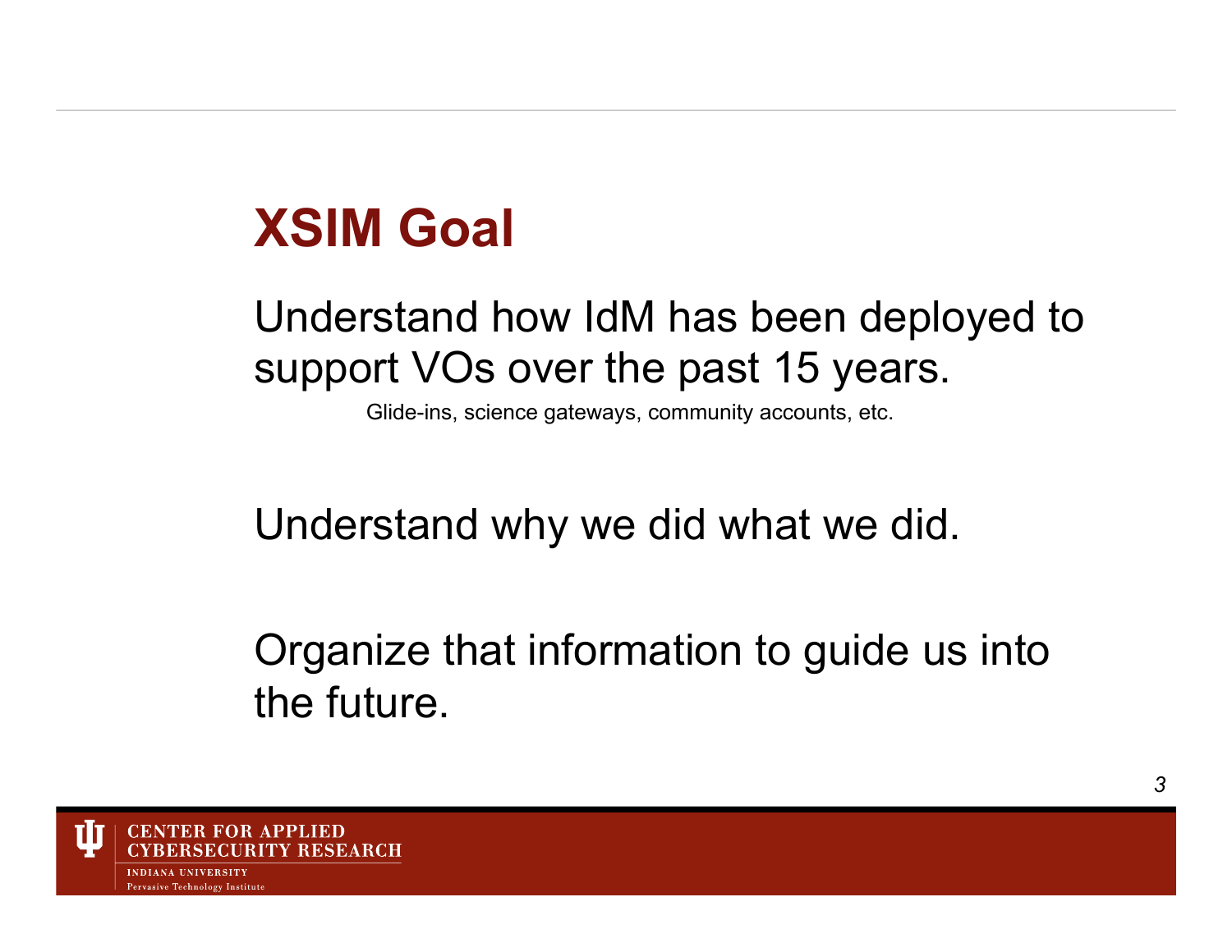# XSIM Goal

Understand how IdM has been deployed to support VOs over the past 15 years.

Glide-ins, science gateways, community accounts, etc.

Understand why we did what we did.

Organize that information to guide us into the future.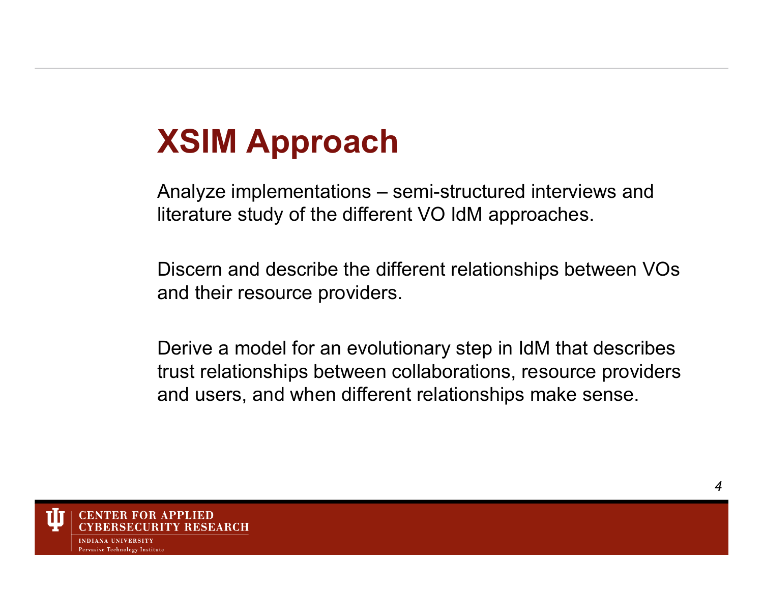# XSIM Approach

Analyze implementations – semi-structured interviews and literature study of the different VO IdM approaches.

Discern and describe the different relationships between VOs and their resource providers.

Derive a model for an evolutionary step in IdM that describes trust relationships between collaborations, resource providers and users, and when different relationships make sense.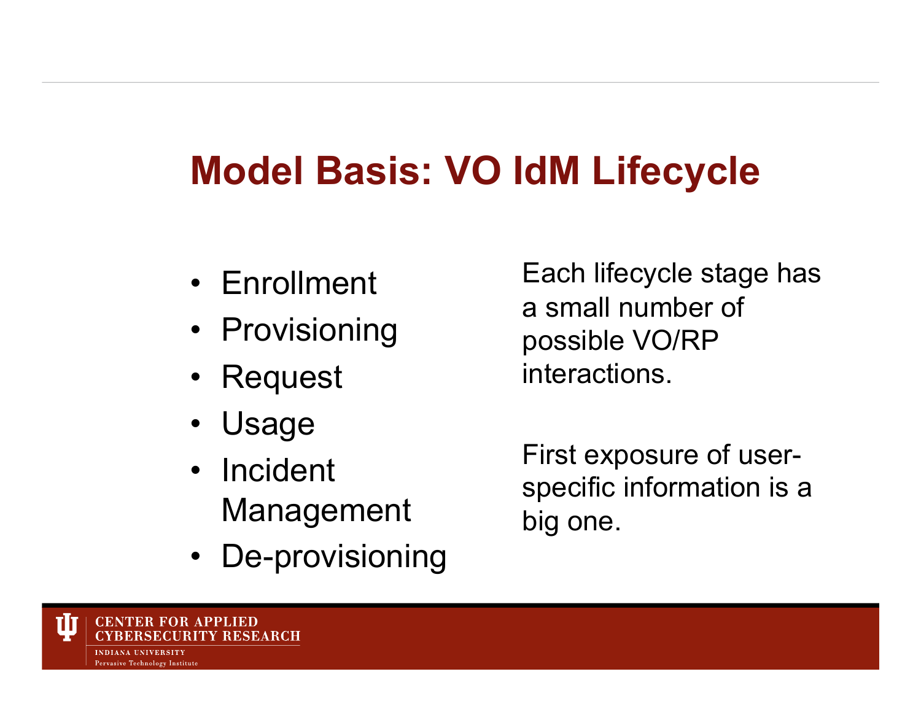# Model Basis: VO IdM Lifecycle

- Enrollment
- Provisioning
- Request
- Usage
- Incident Management
- De-provisioning

Each lifecycle stage has a small number of possible VO/RP interactions.

First exposure of user-specific information is a big one.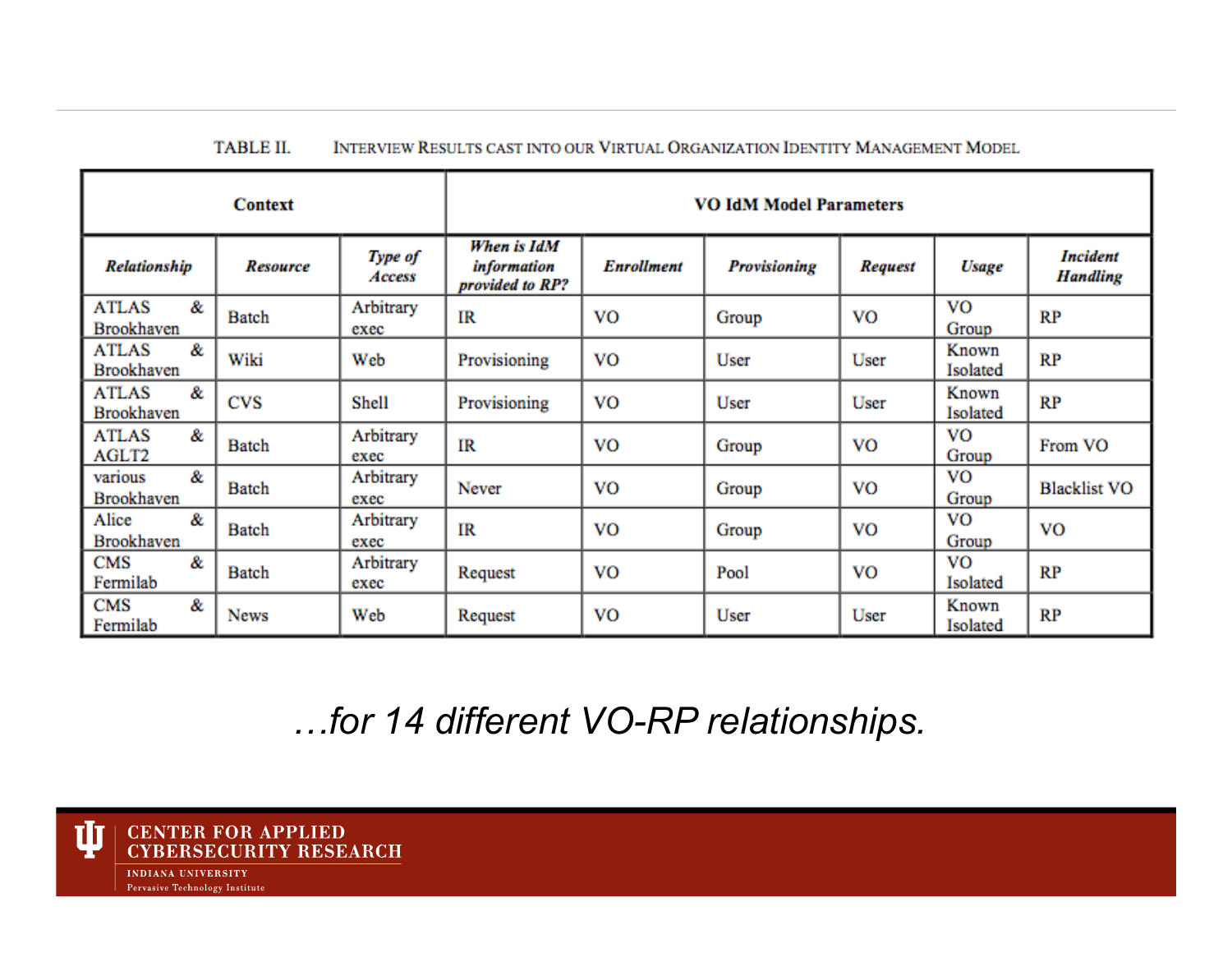TABLE II. INTERVIEW RESULTS CAST INTO OUR VIRTUAL ORGANIZATION IDENTITY MANAGEMENT MODEL

| **Context** | | | **VO IdM Model Parameters** | | | | | |
|---|---|---|---|---|---|---|---|---|
| ***Relationship*** | ***Resource*** | ***Type of Access*** | ***When is IdM information provided to RP?*** | ***Enrollment*** | ***Provisioning*** | ***Request*** | ***Usage*** | ***Incident Handling*** |
| ATLAS & Brookhaven | Batch | Arbitrary exec | IR | VO | Group | VO | VO Group | RP |
| ATLAS & Brookhaven | Wiki | Web | Provisioning | VO | User | User | Known Isolated | RP |
| ATLAS & Brookhaven | CVS | Shell | Provisioning | VO | User | User | Known Isolated | RP |
| ATLAS & AGLT2 | Batch | Arbitrary exec | IR | VO | Group | VO | VO Group | From VO |
| various & Brookhaven | Batch | Arbitrary exec | Never | VO | Group | VO | VO Group | Blacklist VO |
| Alice & Brookhaven | Batch | Arbitrary exec | IR | VO | Group | VO | VO Group | VO |
| CMS & Fermilab | Batch | Arbitrary exec | Request | VO | Pool | VO | VO Isolated | RP |
| CMS & Fermilab | News | Web | Request | VO | User | User | Known Isolated | RP |

*…for 14 different VO-RP relationships.*

CENTER FOR APPLIED CYBERSECURITY RESEARCH
INDIANA UNIVERSITY
Pervasive Technology Institute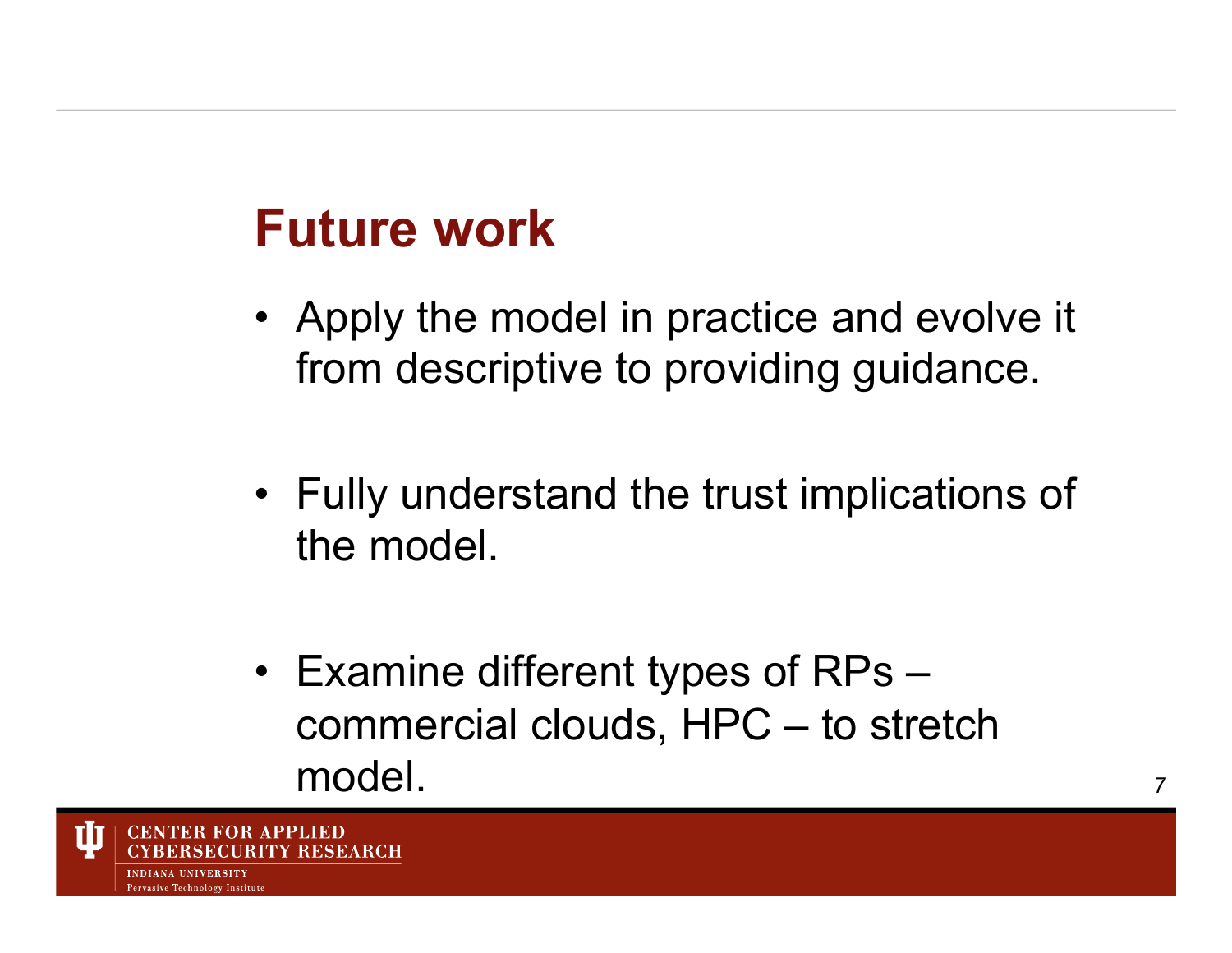# Future work

- Apply the model in practice and evolve it from descriptive to providing guidance.
- Fully understand the trust implications of the model.
- Examine different types of RPs – commercial clouds, HPC – to stretch model.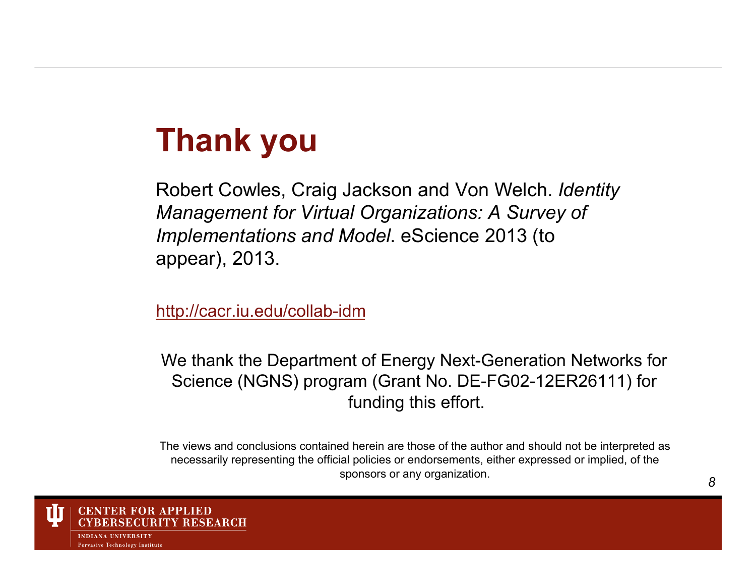# Thank you

Robert Cowles, Craig Jackson and Von Welch. *Identity Management for Virtual Organizations: A Survey of Implementations and Model*. eScience 2013 (to appear), 2013.

http://cacr.iu.edu/collab-idm

We thank the Department of Energy Next-Generation Networks for Science (NGNS) program (Grant No. DE-FG02-12ER26111) for funding this effort.

The views and conclusions contained herein are those of the author and should not be interpreted as necessarily representing the official policies or endorsements, either expressed or implied, of the sponsors or any organization.

CENTER FOR APPLIED CYBERSECURITY RESEARCH

INDIANA UNIVERSITY

Pervasive Technology Institute